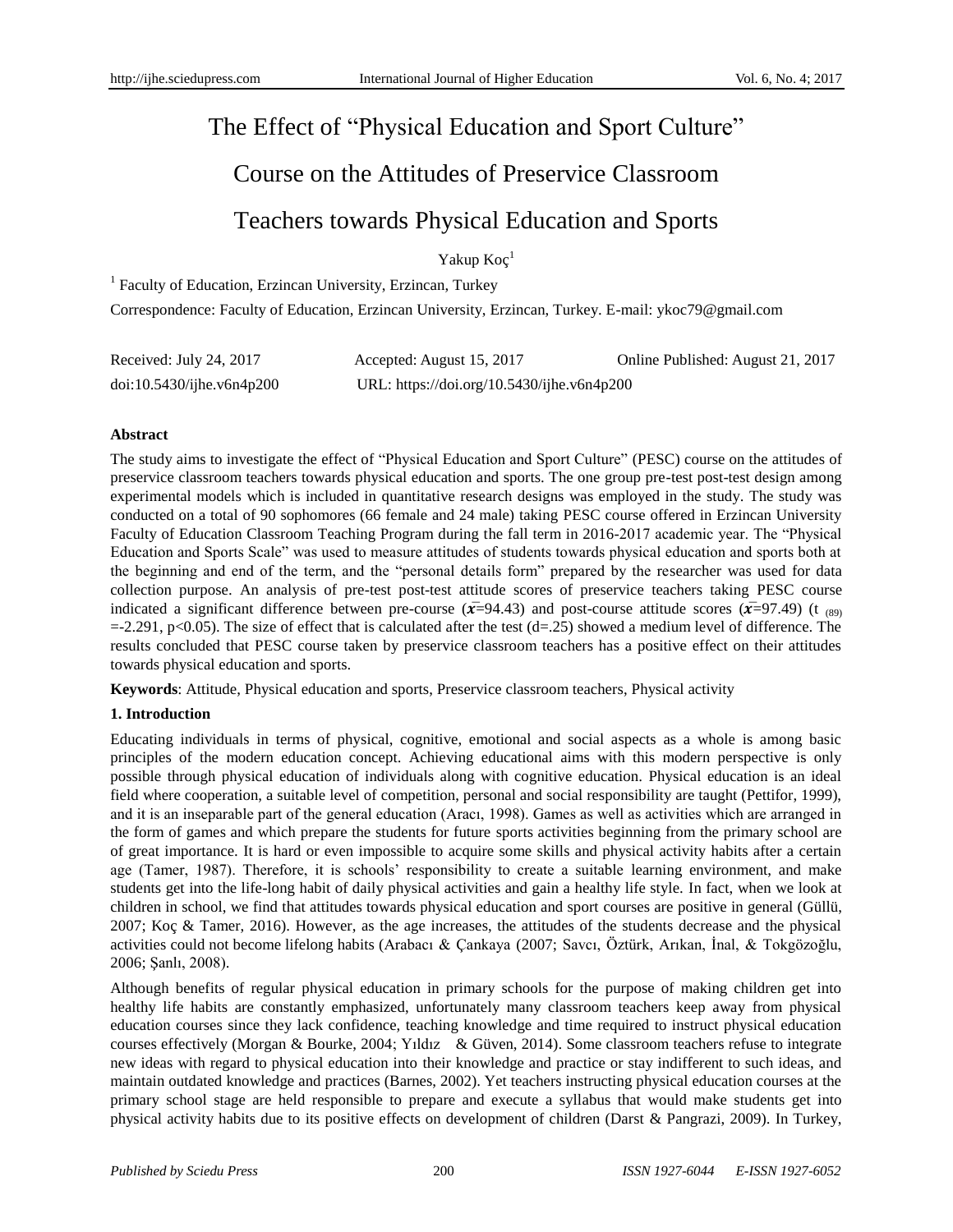# The Effect of "Physical Education and Sport Culture" Course on the Attitudes of Preservice Classroom Teachers towards Physical Education and Sports

Yakup Koç[1]

[1] Faculty of Education, Erzincan University, Erzincan, Turkey

Correspondence: Faculty of Education, Erzincan University, Erzincan, Turkey. E-mail: ykoc79@gmail.com

Received: July 24, 2017 Accepted: August 15, 2017 Online Published: August 21, 2017

doi:10.5430/ijhe.v6n4p200 URL: https://doi.org/10.5430/ijhe.v6n4p200

**Abstract**

The study aims to investigate the effect of "Physical Education and Sport Culture" (PESC) course on the attitudes of preservice classroom teachers towards physical education and sports. The one group pre-test post-test design among experimental models which is included in quantitative research designs was employed in the study. The study was conducted on a total of 90 sophomores (66 female and 24 male) taking PESC course offered in Erzincan University Faculty of Education Classroom Teaching Program during the fall term in 2016-2017 academic year. The "Physical Education and Sports Scale" was used to measure attitudes of students towards physical education and sports both at the beginning and end of the term, and the "personal details form" prepared by the researcher was used for data collection purpose. An analysis of pre-test post-test attitude scores of preservice teachers taking PESC course indicated a significant difference between pre-course ($\bar{x}$=94.43) and post-course attitude scores ($\bar{x}$=97.49) ($t_{(89)}$ =-2.291, $p<0.05$). The size of effect that is calculated after the test (d=.25) showed a medium level of difference. The results concluded that PESC course taken by preservice classroom teachers has a positive effect on their attitudes towards physical education and sports.

**Keywords**: Attitude, Physical education and sports, Preservice classroom teachers, Physical activity

## 1. Introduction

Educating individuals in terms of physical, cognitive, emotional and social aspects as a whole is among basic principles of the modern education concept. Achieving educational aims with this modern perspective is only possible through physical education of individuals along with cognitive education. Physical education is an ideal field where cooperation, a suitable level of competition, personal and social responsibility are taught (Pettifor, 1999), and it is an inseparable part of the general education (Aracı, 1998). Games as well as activities which are arranged in the form of games and which prepare the students for future sports activities beginning from the primary school are of great importance. It is hard or even impossible to acquire some skills and physical activity habits after a certain age (Tamer, 1987). Therefore, it is schools' responsibility to create a suitable learning environment, and make students get into the life-long habit of daily physical activities and gain a healthy life style. In fact, when we look at children in school, we find that attitudes towards physical education and sport courses are positive in general (Güllü, 2007; Koç & Tamer, 2016). However, as the age increases, the attitudes of the students decrease and the physical activities could not become lifelong habits (Arabacı & Çankaya (2007; Savcı, Öztürk, Arıkan, İnal, & Tokgözoğlu, 2006; Şanlı, 2008).

Although benefits of regular physical education in primary schools for the purpose of making children get into healthy life habits are constantly emphasized, unfortunately many classroom teachers keep away from physical education courses since they lack confidence, teaching knowledge and time required to instruct physical education courses effectively (Morgan & Bourke, 2004; Yıldız & Güven, 2014). Some classroom teachers refuse to integrate new ideas with regard to physical education into their knowledge and practice or stay indifferent to such ideas, and maintain outdated knowledge and practices (Barnes, 2002). Yet teachers instructing physical education courses at the primary school stage are held responsible to prepare and execute a syllabus that would make students get into physical activity habits due to its positive effects on development of children (Darst & Pangrazi, 2009). In Turkey,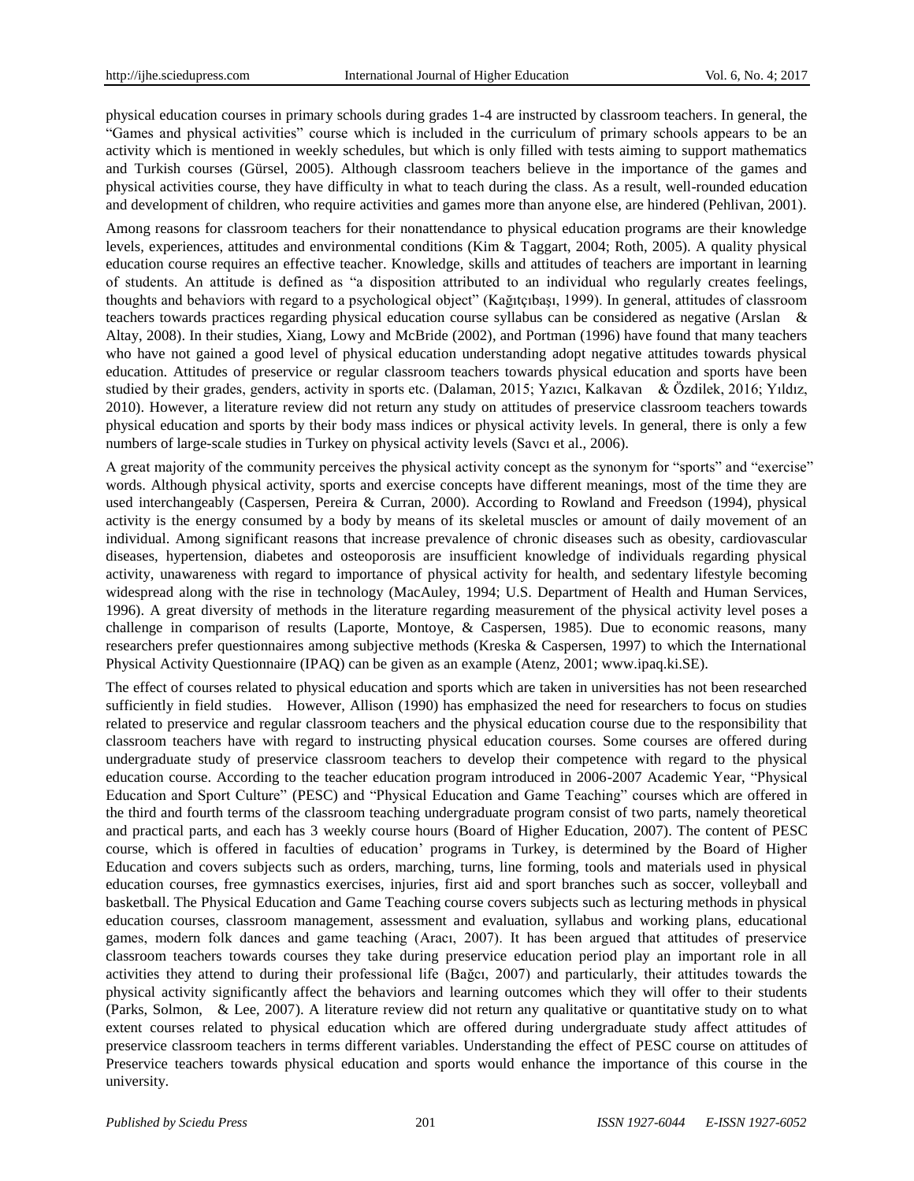physical education courses in primary schools during grades 1-4 are instructed by classroom teachers. In general, the "Games and physical activities" course which is included in the curriculum of primary schools appears to be an activity which is mentioned in weekly schedules, but which is only filled with tests aiming to support mathematics and Turkish courses (Gürsel, 2005). Although classroom teachers believe in the importance of the games and physical activities course, they have difficulty in what to teach during the class. As a result, well-rounded education and development of children, who require activities and games more than anyone else, are hindered (Pehlivan, 2001).

Among reasons for classroom teachers for their nonattendance to physical education programs are their knowledge levels, experiences, attitudes and environmental conditions (Kim & Taggart, 2004; Roth, 2005). A quality physical education course requires an effective teacher. Knowledge, skills and attitudes of teachers are important in learning of students. An attitude is defined as "a disposition attributed to an individual who regularly creates feelings, thoughts and behaviors with regard to a psychological object" (Kağıtçıbaşı, 1999). In general, attitudes of classroom teachers towards practices regarding physical education course syllabus can be considered as negative (Arslan & Altay, 2008). In their studies, Xiang, Lowy and McBride (2002), and Portman (1996) have found that many teachers who have not gained a good level of physical education understanding adopt negative attitudes towards physical education. Attitudes of preservice or regular classroom teachers towards physical education and sports have been studied by their grades, genders, activity in sports etc. (Dalaman, 2015; Yazıcı, Kalkavan & Özdilek, 2016; Yıldız, 2010). However, a literature review did not return any study on attitudes of preservice classroom teachers towards physical education and sports by their body mass indices or physical activity levels. In general, there is only a few numbers of large-scale studies in Turkey on physical activity levels (Savcı et al., 2006).

A great majority of the community perceives the physical activity concept as the synonym for "sports" and "exercise" words. Although physical activity, sports and exercise concepts have different meanings, most of the time they are used interchangeably (Caspersen, Pereira & Curran, 2000). According to Rowland and Freedson (1994), physical activity is the energy consumed by a body by means of its skeletal muscles or amount of daily movement of an individual. Among significant reasons that increase prevalence of chronic diseases such as obesity, cardiovascular diseases, hypertension, diabetes and osteoporosis are insufficient knowledge of individuals regarding physical activity, unawareness with regard to importance of physical activity for health, and sedentary lifestyle becoming widespread along with the rise in technology (MacAuley, 1994; U.S. Department of Health and Human Services, 1996). A great diversity of methods in the literature regarding measurement of the physical activity level poses a challenge in comparison of results (Laporte, Montoye, & Caspersen, 1985). Due to economic reasons, many researchers prefer questionnaires among subjective methods (Kreska & Caspersen, 1997) to which the International Physical Activity Questionnaire (IPAQ) can be given as an example (Atenz, 2001; www.ipaq.ki.SE).

The effect of courses related to physical education and sports which are taken in universities has not been researched sufficiently in field studies. However, Allison (1990) has emphasized the need for researchers to focus on studies related to preservice and regular classroom teachers and the physical education course due to the responsibility that classroom teachers have with regard to instructing physical education courses. Some courses are offered during undergraduate study of preservice classroom teachers to develop their competence with regard to the physical education course. According to the teacher education program introduced in 2006-2007 Academic Year, "Physical Education and Sport Culture" (PESC) and "Physical Education and Game Teaching" courses which are offered in the third and fourth terms of the classroom teaching undergraduate program consist of two parts, namely theoretical and practical parts, and each has 3 weekly course hours (Board of Higher Education, 2007). The content of PESC course, which is offered in faculties of education' programs in Turkey, is determined by the Board of Higher Education and covers subjects such as orders, marching, turns, line forming, tools and materials used in physical education courses, free gymnastics exercises, injuries, first aid and sport branches such as soccer, volleyball and basketball. The Physical Education and Game Teaching course covers subjects such as lecturing methods in physical education courses, classroom management, assessment and evaluation, syllabus and working plans, educational games, modern folk dances and game teaching (Aracı, 2007). It has been argued that attitudes of preservice classroom teachers towards courses they take during preservice education period play an important role in all activities they attend to during their professional life (Bağcı, 2007) and particularly, their attitudes towards the physical activity significantly affect the behaviors and learning outcomes which they will offer to their students (Parks, Solmon, & Lee, 2007). A literature review did not return any qualitative or quantitative study on to what extent courses related to physical education which are offered during undergraduate study affect attitudes of preservice classroom teachers in terms different variables. Understanding the effect of PESC course on attitudes of Preservice teachers towards physical education and sports would enhance the importance of this course in the university.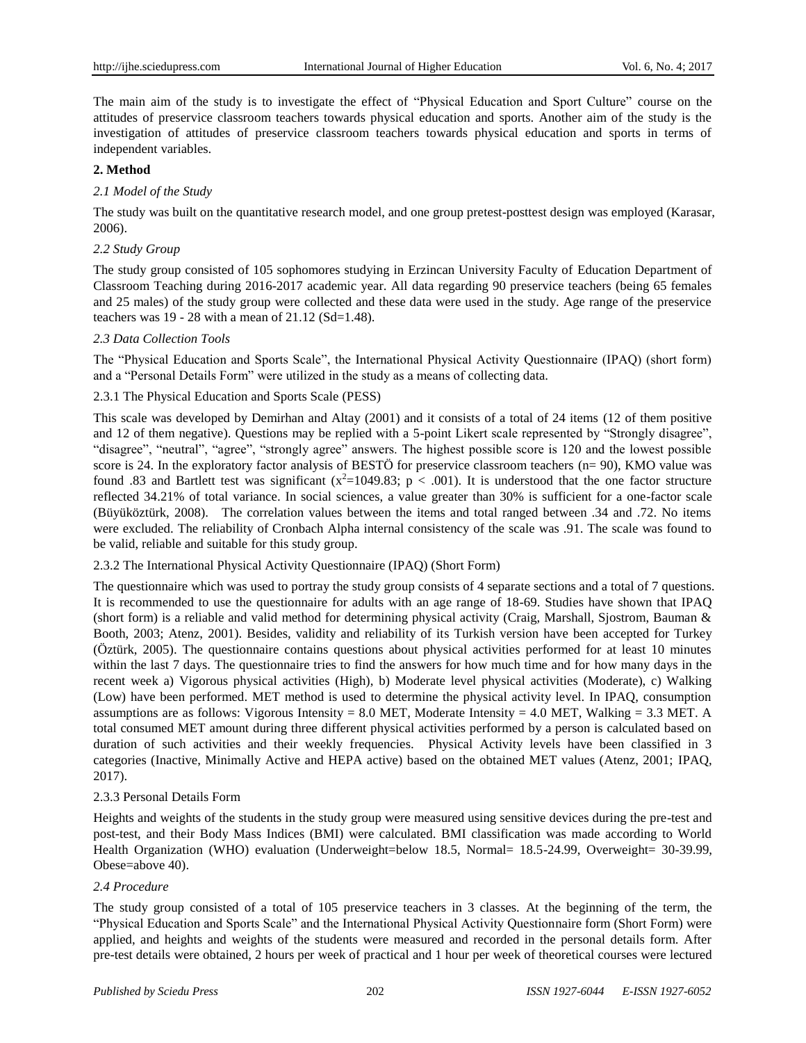The main aim of the study is to investigate the effect of "Physical Education and Sport Culture" course on the attitudes of preservice classroom teachers towards physical education and sports. Another aim of the study is the investigation of attitudes of preservice classroom teachers towards physical education and sports in terms of independent variables.

## 2. Method

### *2.1 Model of the Study*

The study was built on the quantitative research model, and one group pretest-posttest design was employed (Karasar, 2006).

### *2.2 Study Group*

The study group consisted of 105 sophomores studying in Erzincan University Faculty of Education Department of Classroom Teaching during 2016-2017 academic year. All data regarding 90 preservice teachers (being 65 females and 25 males) of the study group were collected and these data were used in the study. Age range of the preservice teachers was 19 - 28 with a mean of 21.12 (Sd=1.48).

### *2.3 Data Collection Tools*

The "Physical Education and Sports Scale", the International Physical Activity Questionnaire (IPAQ) (short form) and a "Personal Details Form" were utilized in the study as a means of collecting data.

#### 2.3.1 The Physical Education and Sports Scale (PESS)

This scale was developed by Demirhan and Altay (2001) and it consists of a total of 24 items (12 of them positive and 12 of them negative). Questions may be replied with a 5-point Likert scale represented by "Strongly disagree", "disagree", "neutral", "agree", "strongly agree" answers. The highest possible score is 120 and the lowest possible score is 24. In the exploratory factor analysis of BESTÖ for preservice classroom teachers (n= 90), KMO value was found .83 and Bartlett test was significant ($x^2$=1049.83; $p < .001$). It is understood that the one factor structure reflected 34.21% of total variance. In social sciences, a value greater than 30% is sufficient for a one-factor scale (Büyüköztürk, 2008). The correlation values between the items and total ranged between .34 and .72. No items were excluded. The reliability of Cronbach Alpha internal consistency of the scale was .91. The scale was found to be valid, reliable and suitable for this study group.

#### 2.3.2 The International Physical Activity Questionnaire (IPAQ) (Short Form)

The questionnaire which was used to portray the study group consists of 4 separate sections and a total of 7 questions. It is recommended to use the questionnaire for adults with an age range of 18-69. Studies have shown that IPAQ (short form) is a reliable and valid method for determining physical activity (Craig, Marshall, Sjostrom, Bauman & Booth, 2003; Atenz, 2001). Besides, validity and reliability of its Turkish version have been accepted for Turkey (Öztürk, 2005). The questionnaire contains questions about physical activities performed for at least 10 minutes within the last 7 days. The questionnaire tries to find the answers for how much time and for how many days in the recent week a) Vigorous physical activities (High), b) Moderate level physical activities (Moderate), c) Walking (Low) have been performed. MET method is used to determine the physical activity level. In IPAQ, consumption assumptions are as follows: Vigorous Intensity = 8.0 MET, Moderate Intensity = 4.0 MET, Walking = 3.3 MET. A total consumed MET amount during three different physical activities performed by a person is calculated based on duration of such activities and their weekly frequencies. Physical Activity levels have been classified in 3 categories (Inactive, Minimally Active and HEPA active) based on the obtained MET values (Atenz, 2001; IPAQ, 2017).

#### 2.3.3 Personal Details Form

Heights and weights of the students in the study group were measured using sensitive devices during the pre-test and post-test, and their Body Mass Indices (BMI) were calculated. BMI classification was made according to World Health Organization (WHO) evaluation (Underweight=below 18.5, Normal= 18.5-24.99, Overweight= 30-39.99, Obese=above 40).

### *2.4 Procedure*

The study group consisted of a total of 105 preservice teachers in 3 classes. At the beginning of the term, the "Physical Education and Sports Scale" and the International Physical Activity Questionnaire form (Short Form) were applied, and heights and weights of the students were measured and recorded in the personal details form. After pre-test details were obtained, 2 hours per week of practical and 1 hour per week of theoretical courses were lectured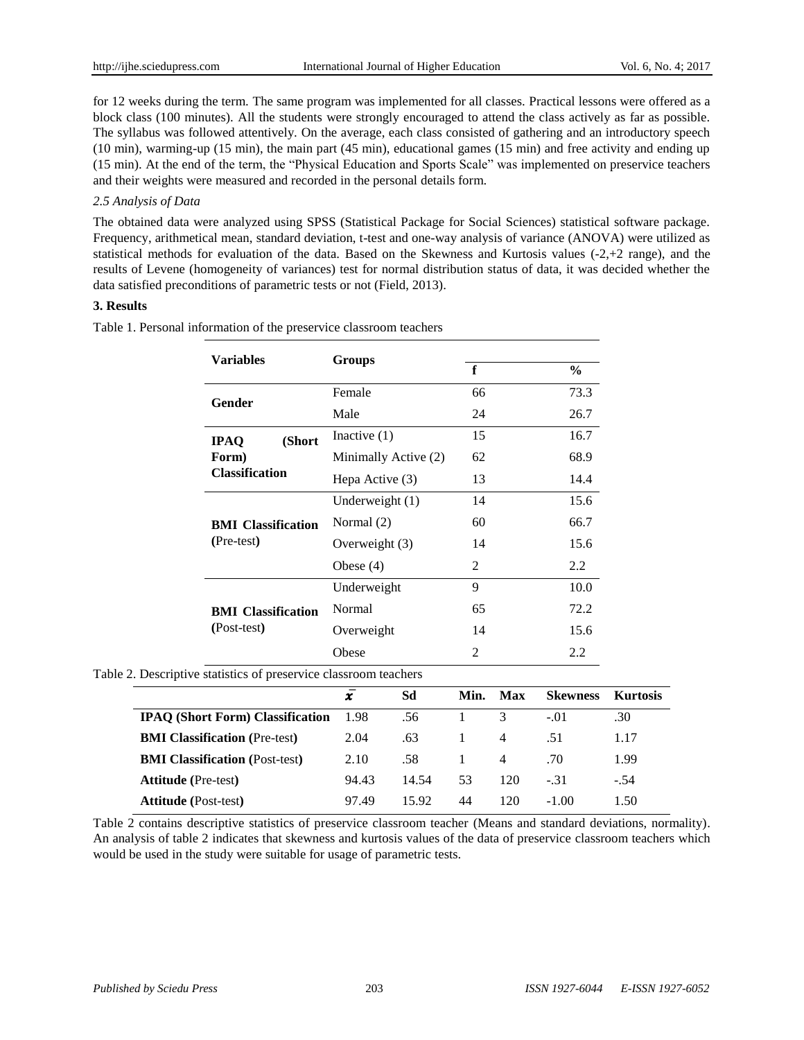for 12 weeks during the term. The same program was implemented for all classes. Practical lessons were offered as a block class (100 minutes). All the students were strongly encouraged to attend the class actively as far as possible. The syllabus was followed attentively. On the average, each class consisted of gathering and an introductory speech (10 min), warming-up (15 min), the main part (45 min), educational games (15 min) and free activity and ending up (15 min). At the end of the term, the "Physical Education and Sports Scale" was implemented on preservice teachers and their weights were measured and recorded in the personal details form.

*2.5 Analysis of Data*

The obtained data were analyzed using SPSS (Statistical Package for Social Sciences) statistical software package. Frequency, arithmetical mean, standard deviation, t-test and one-way analysis of variance (ANOVA) were utilized as statistical methods for evaluation of the data. Based on the Skewness and Kurtosis values (-2,+2 range), and the results of Levene (homogeneity of variances) test for normal distribution status of data, it was decided whether the data satisfied preconditions of parametric tests or not (Field, 2013).

## 3. Results

Table 1. Personal information of the preservice classroom teachers

| Variables | Groups | f | % |
|---|---|---|---|
| **Gender** | Female | 66 | 73.3 |
| | Male | 24 | 26.7 |
| **IPAQ (Short Form) Classification** | Inactive (1) | 15 | 16.7 |
| | Minimally Active (2) | 62 | 68.9 |
| | Hepa Active (3) | 13 | 14.4 |
| **BMI Classification (**Pre-test**)** | Underweight (1) | 14 | 15.6 |
| | Normal (2) | 60 | 66.7 |
| | Overweight (3) | 14 | 15.6 |
| | Obese (4) | 2 | 2.2 |
| **BMI Classification (**Post-test**)** | Underweight | 9 | 10.0 |
| | Normal | 65 | 72.2 |
| | Overweight | 14 | 15.6 |
| | Obese | 2 | 2.2 |

Table 2. Descriptive statistics of preservice classroom teachers

| | $\bar{x}$ | Sd | Min. | Max | Skewness | Kurtosis |
|---|---|---|---|---|---|---|
| **IPAQ (Short Form) Classification** | 1.98 | .56 | 1 | 3 | -.01 | .30 |
| **BMI Classification (**Pre-test**)** | 2.04 | .63 | 1 | 4 | .51 | 1.17 |
| **BMI Classification (**Post-test**)** | 2.10 | .58 | 1 | 4 | .70 | 1.99 |
| **Attitude (**Pre-test**)** | 94.43 | 14.54 | 53 | 120 | -.31 | -.54 |
| **Attitude (**Post-test**)** | 97.49 | 15.92 | 44 | 120 | -1.00 | 1.50 |

Table 2 contains descriptive statistics of preservice classroom teacher (Means and standard deviations, normality). An analysis of table 2 indicates that skewness and kurtosis values of the data of preservice classroom teachers which would be used in the study were suitable for usage of parametric tests.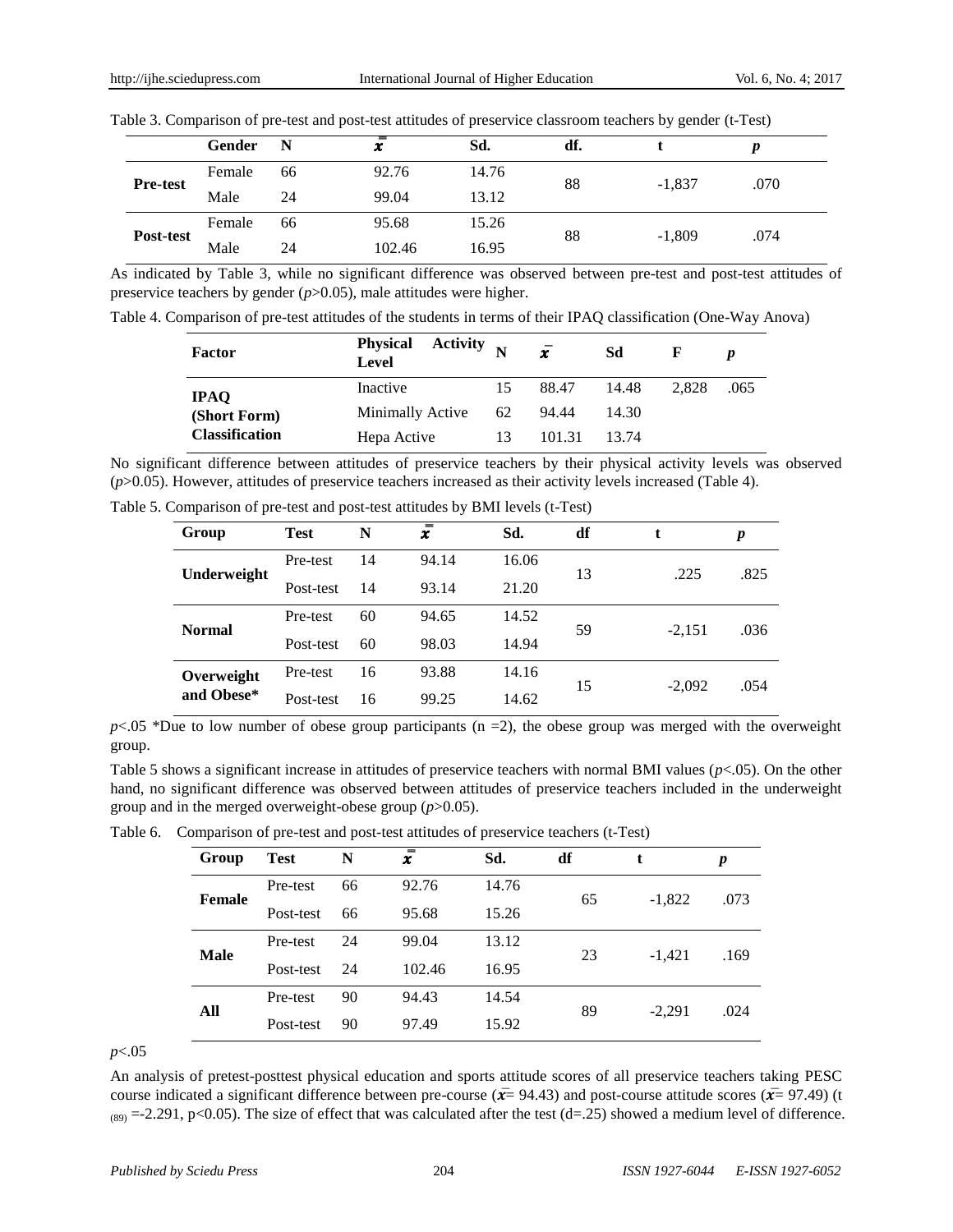Table 3. Comparison of pre-test and post-test attitudes of preservice classroom teachers by gender (t-Test)

| | Gender | N | $\bar{\bar{x}}$ | Sd. | df. | t | *p* |
|---|---|---|---|---|---|---|---|
| **Pre-test** | Female | 66 | 92.76 | 14.76 | 88 | -1,837 | .070 |
| | Male | 24 | 99.04 | 13.12 | | | |
| **Post-test** | Female | 66 | 95.68 | 15.26 | 88 | -1,809 | .074 |
| | Male | 24 | 102.46 | 16.95 | | | |

As indicated by Table 3, while no significant difference was observed between pre-test and post-test attitudes of preservice teachers by gender ($p$>0.05), male attitudes were higher.

Table 4. Comparison of pre-test attitudes of the students in terms of their IPAQ classification (One-Way Anova)

| Factor | Physical Activity Level | N | $\bar{x}$ | Sd | F | *p* |
|---|---|---|---|---|---|---|
| **IPAQ (Short Form) Classification** | Inactive | 15 | 88.47 | 14.48 | 2,828 | .065 |
| | Minimally Active | 62 | 94.44 | 14.30 | | |
| | Hepa Active | 13 | 101.31 | 13.74 | | |

No significant difference between attitudes of preservice teachers by their physical activity levels was observed ($p$>0.05). However, attitudes of preservice teachers increased as their activity levels increased (Table 4).

Table 5. Comparison of pre-test and post-test attitudes by BMI levels (t-Test)

| Group | Test | N | $\bar{\bar{x}}$ | Sd. | df | t | *p* |
|---|---|---|---|---|---|---|---|
| **Underweight** | Pre-test | 14 | 94.14 | 16.06 | 13 | .225 | .825 |
| | Post-test | 14 | 93.14 | 21.20 | | | |
| **Normal** | Pre-test | 60 | 94.65 | 14.52 | 59 | -2,151 | .036 |
| | Post-test | 60 | 98.03 | 14.94 | | | |
| **Overweight and Obese*** | Pre-test | 16 | 93.88 | 14.16 | 15 | -2,092 | .054 |
| | Post-test | 16 | 99.25 | 14.62 | | | |

$p$<.05 *Due to low number of obese group participants (n =2), the obese group was merged with the overweight group.

Table 5 shows a significant increase in attitudes of preservice teachers with normal BMI values ($p$<.05). On the other hand, no significant difference was observed between attitudes of preservice teachers included in the underweight group and in the merged overweight-obese group ($p$>0.05).

Table 6. Comparison of pre-test and post-test attitudes of preservice teachers (t-Test)

| Group | Test | N | $\bar{\bar{x}}$ | Sd. | df | t | *p* |
|---|---|---|---|---|---|---|---|
| **Female** | Pre-test | 66 | 92.76 | 14.76 | 65 | -1,822 | .073 |
| | Post-test | 66 | 95.68 | 15.26 | | | |
| **Male** | Pre-test | 24 | 99.04 | 13.12 | 23 | -1,421 | .169 |
| | Post-test | 24 | 102.46 | 16.95 | | | |
| **All** | Pre-test | 90 | 94.43 | 14.54 | 89 | -2,291 | .024 |
| | Post-test | 90 | 97.49 | 15.92 | | | |

$p$<.05

An analysis of pretest-posttest physical education and sports attitude scores of all preservice teachers taking PESC course indicated a significant difference between pre-course ($\bar{x}$= 94.43) and post-course attitude scores ($\bar{x}$= 97.49) ($t_{(89)}$ =-2.291, p<0.05). The size of effect that was calculated after the test (d=.25) showed a medium level of difference.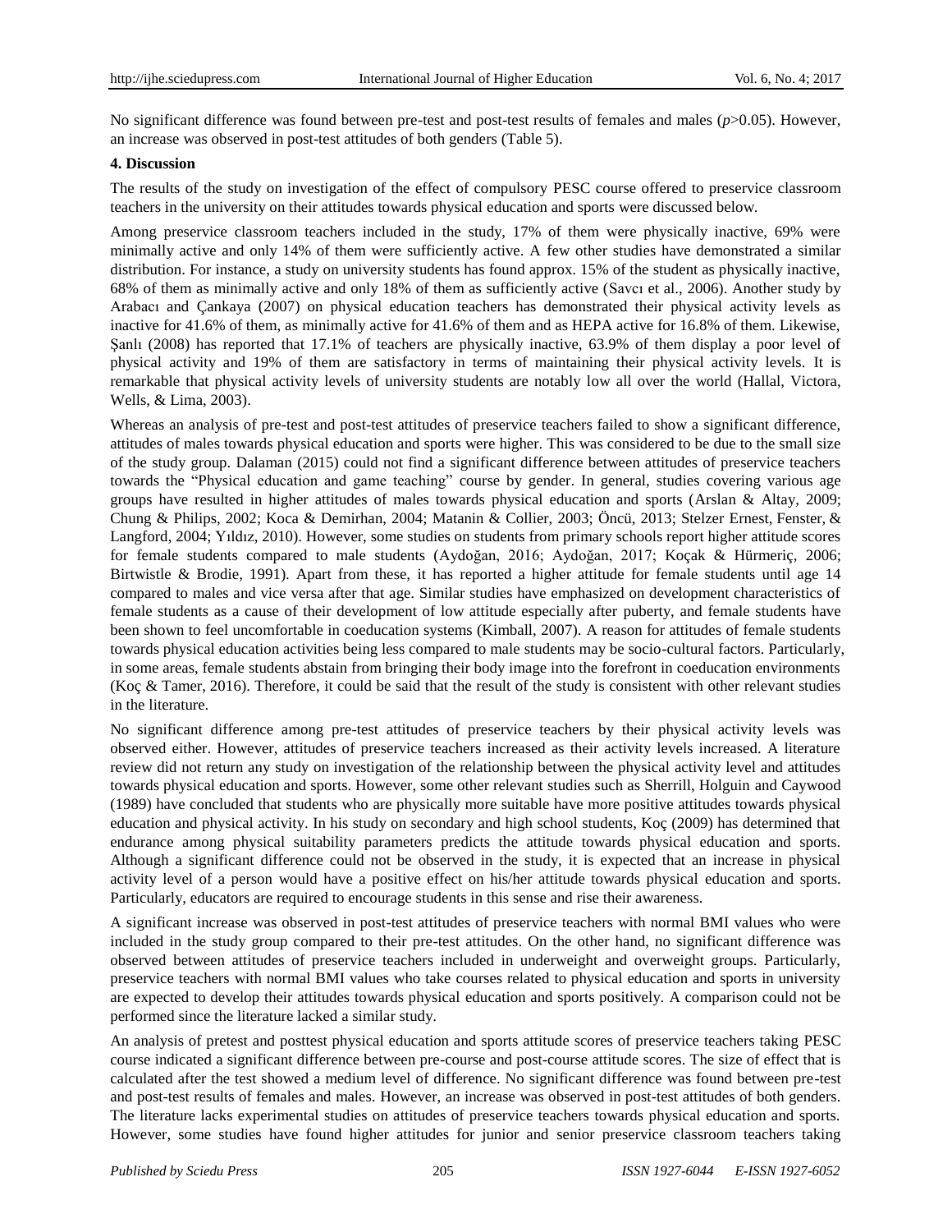No significant difference was found between pre-test and post-test results of females and males ($p>0.05$). However, an increase was observed in post-test attitudes of both genders (Table 5).

## 4. Discussion

The results of the study on investigation of the effect of compulsory PESC course offered to preservice classroom teachers in the university on their attitudes towards physical education and sports were discussed below.

Among preservice classroom teachers included in the study, 17% of them were physically inactive, 69% were minimally active and only 14% of them were sufficiently active. A few other studies have demonstrated a similar distribution. For instance, a study on university students has found approx. 15% of the student as physically inactive, 68% of them as minimally active and only 18% of them as sufficiently active (Savcı et al., 2006). Another study by Arabacı and Çankaya (2007) on physical education teachers has demonstrated their physical activity levels as inactive for 41.6% of them, as minimally active for 41.6% of them and as HEPA active for 16.8% of them. Likewise, Şanlı (2008) has reported that 17.1% of teachers are physically inactive, 63.9% of them display a poor level of physical activity and 19% of them are satisfactory in terms of maintaining their physical activity levels. It is remarkable that physical activity levels of university students are notably low all over the world (Hallal, Victora, Wells, & Lima, 2003).

Whereas an analysis of pre-test and post-test attitudes of preservice teachers failed to show a significant difference, attitudes of males towards physical education and sports were higher. This was considered to be due to the small size of the study group. Dalaman (2015) could not find a significant difference between attitudes of preservice teachers towards the "Physical education and game teaching" course by gender. In general, studies covering various age groups have resulted in higher attitudes of males towards physical education and sports (Arslan & Altay, 2009; Chung & Philips, 2002; Koca & Demirhan, 2004; Matanin & Collier, 2003; Öncü, 2013; Stelzer Ernest, Fenster, & Langford, 2004; Yıldız, 2010). However, some studies on students from primary schools report higher attitude scores for female students compared to male students (Aydoğan, 2016; Aydoğan, 2017; Koçak & Hürmeriç, 2006; Birtwistle & Brodie, 1991). Apart from these, it has reported a higher attitude for female students until age 14 compared to males and vice versa after that age. Similar studies have emphasized on development characteristics of female students as a cause of their development of low attitude especially after puberty, and female students have been shown to feel uncomfortable in coeducation systems (Kimball, 2007). A reason for attitudes of female students towards physical education activities being less compared to male students may be socio-cultural factors. Particularly, in some areas, female students abstain from bringing their body image into the forefront in coeducation environments (Koç & Tamer, 2016). Therefore, it could be said that the result of the study is consistent with other relevant studies in the literature.

No significant difference among pre-test attitudes of preservice teachers by their physical activity levels was observed either. However, attitudes of preservice teachers increased as their activity levels increased. A literature review did not return any study on investigation of the relationship between the physical activity level and attitudes towards physical education and sports. However, some other relevant studies such as Sherrill, Holguin and Caywood (1989) have concluded that students who are physically more suitable have more positive attitudes towards physical education and physical activity. In his study on secondary and high school students, Koç (2009) has determined that endurance among physical suitability parameters predicts the attitude towards physical education and sports. Although a significant difference could not be observed in the study, it is expected that an increase in physical activity level of a person would have a positive effect on his/her attitude towards physical education and sports. Particularly, educators are required to encourage students in this sense and rise their awareness.

A significant increase was observed in post-test attitudes of preservice teachers with normal BMI values who were included in the study group compared to their pre-test attitudes. On the other hand, no significant difference was observed between attitudes of preservice teachers included in underweight and overweight groups. Particularly, preservice teachers with normal BMI values who take courses related to physical education and sports in university are expected to develop their attitudes towards physical education and sports positively. A comparison could not be performed since the literature lacked a similar study.

An analysis of pretest and posttest physical education and sports attitude scores of preservice teachers taking PESC course indicated a significant difference between pre-course and post-course attitude scores. The size of effect that is calculated after the test showed a medium level of difference. No significant difference was found between pre-test and post-test results of females and males. However, an increase was observed in post-test attitudes of both genders. The literature lacks experimental studies on attitudes of preservice teachers towards physical education and sports. However, some studies have found higher attitudes for junior and senior preservice classroom teachers taking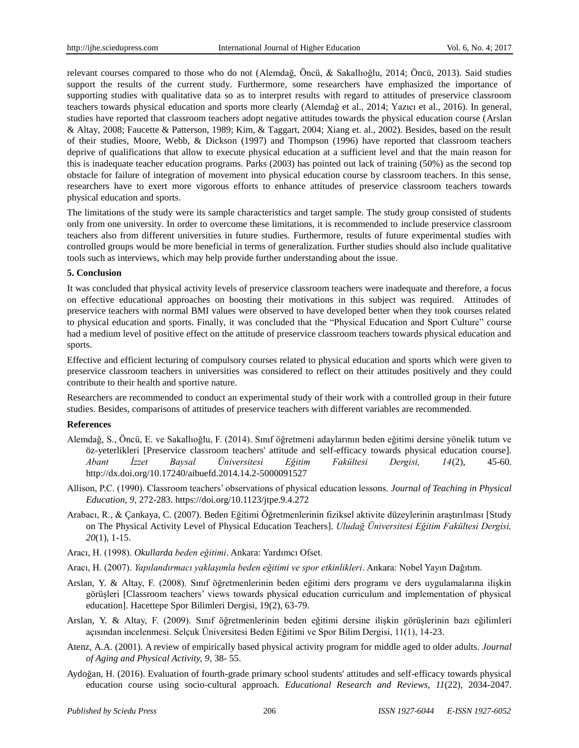relevant courses compared to those who do not (Alemdağ, Öncü, & Sakallıoğlu, 2014; Öncü, 2013). Said studies support the results of the current study. Furthermore, some researchers have emphasized the importance of supporting studies with qualitative data so as to interpret results with regard to attitudes of preservice classroom teachers towards physical education and sports more clearly (Alemdağ et al., 2014; Yazıcı et al., 2016). In general, studies have reported that classroom teachers adopt negative attitudes towards the physical education course (Arslan & Altay, 2008; Faucette & Patterson, 1989; Kim, & Taggart, 2004; Xiang et. al., 2002). Besides, based on the result of their studies, Moore, Webb, & Dickson (1997) and Thompson (1996) have reported that classroom teachers deprive of qualifications that allow to execute physical education at a sufficient level and that the main reason for this is inadequate teacher education programs. Parks (2003) has pointed out lack of training (50%) as the second top obstacle for failure of integration of movement into physical education course by classroom teachers. In this sense, researchers have to exert more vigorous efforts to enhance attitudes of preservice classroom teachers towards physical education and sports.

The limitations of the study were its sample characteristics and target sample. The study group consisted of students only from one university. In order to overcome these limitations, it is recommended to include preservice classroom teachers also from different universities in future studies. Furthermore, results of future experimental studies with controlled groups would be more beneficial in terms of generalization. Further studies should also include qualitative tools such as interviews, which may help provide further understanding about the issue.

## 5. Conclusion

It was concluded that physical activity levels of preservice classroom teachers were inadequate and therefore, a focus on effective educational approaches on boosting their motivations in this subject was required. Attitudes of preservice teachers with normal BMI values were observed to have developed better when they took courses related to physical education and sports. Finally, it was concluded that the "Physical Education and Sport Culture" course had a medium level of positive effect on the attitude of preservice classroom teachers towards physical education and sports.

Effective and efficient lecturing of compulsory courses related to physical education and sports which were given to preservice classroom teachers in universities was considered to reflect on their attitudes positively and they could contribute to their health and sportive nature.

Researchers are recommended to conduct an experimental study of their work with a controlled group in their future studies. Besides, comparisons of attitudes of preservice teachers with different variables are recommended.

## References

Alemdağ, S., Öncü, E. ve Sakallıoğlu, F. (2014). Sınıf öğretmeni adaylarının beden eğitimi dersine yönelik tutum ve öz-yeterlikleri [Preservice classroom teachers' attitude and self-efficacy towards physical education course]. *Abant İzzet Baysal Üniversitesi Eğitim Fakültesi Dergisi, 14*(2), 45-60. http://dx.doi.org/10.17240/aibuefd.2014.14.2-5000091527

Allison, P.C. (1990). Classroom teachers' observations of physical education lessons. *Journal of Teaching in Physical Education, 9*, 272-283. https://doi.org/10.1123/jtpe.9.4.272

Arabacı, R., & Çankaya, C. (2007). Beden Eğitimi Öğretmenlerinin fiziksel aktivite düzeylerinin araştırılması [Study on The Physical Activity Level of Physical Education Teachers]. *Uludağ Üniversitesi Eğitim Fakültesi Dergisi, 20*(1), 1-15.

Aracı, H. (1998). *Okullarda beden eğitimi*. Ankara: Yardımcı Ofset.

Aracı, H. (2007). *Yapılandırmacı yaklaşımla beden eğitimi ve spor etkinlikleri*. Ankara: Nobel Yayın Dağıtım.

Arslan, Y. & Altay, F. (2008). Sınıf öğretmenlerinin beden eğitimi ders programı ve ders uygulamalarına ilişkin görüşleri [Classroom teachers' views towards physical education curriculum and implementation of physical education]. Hacettepe Spor Bilimleri Dergisi, 19(2), 63-79.

Arslan, Y. & Altay, F. (2009). Sınıf öğretmenlerinin beden eğitimi dersine ilişkin görüşlerinin bazı eğilimleri açısından incelenmesi. Selçuk Üniversitesi Beden Eğitimi ve Spor Bilim Dergisi, 11(1), 14-23.

Atenz, A.A. (2001). A review of empirically based physical activity program for middle aged to older adults. *Journal of Aging and Physical Activity, 9*, 38- 55.

Aydoğan, H. (2016). Evaluation of fourth-grade primary school students' attitudes and self-efficacy towards physical education course using socio-cultural approach. *Educational Research and Reviews, 11*(22), 2034-2047.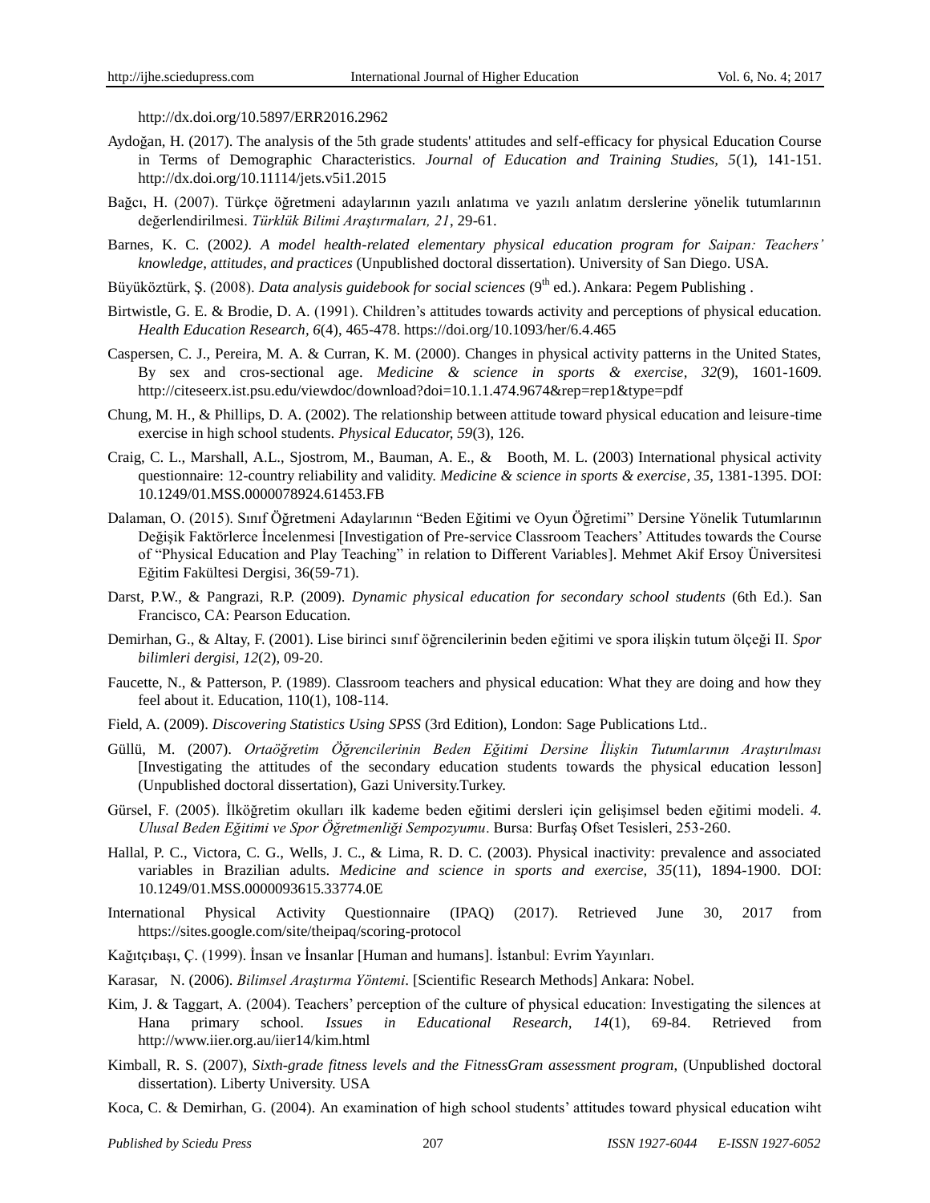http://dx.doi.org/10.5897/ERR2016.2962

Aydoğan, H. (2017). The analysis of the 5th grade students' attitudes and self-efficacy for physical Education Course in Terms of Demographic Characteristics. *Journal of Education and Training Studies, 5*(1), 141-151. http://dx.doi.org/10.11114/jets.v5i1.2015

Bağcı, H. (2007). Türkçe öğretmeni adaylarının yazılı anlatıma ve yazılı anlatım derslerine yönelik tutumlarının değerlendirilmesi. *Türklük Bilimi Araştırmaları, 21*, 29-61.

Barnes, K. C. (2002*). A model health-related elementary physical education program for Saipan: Teachers' knowledge, attitudes, and practices* (Unpublished doctoral dissertation). University of San Diego. USA.

Büyüköztürk, Ş. (2008). *Data analysis guidebook for social sciences* (9th ed.). Ankara: Pegem Publishing .

Birtwistle, G. E. & Brodie, D. A. (1991). Children's attitudes towards activity and perceptions of physical education. *Health Education Research, 6*(4), 465-478. https://doi.org/10.1093/her/6.4.465

Caspersen, C. J., Pereira, M. A. & Curran, K. M. (2000). Changes in physical activity patterns in the United States, By sex and cros-sectional age. *Medicine & science in sports & exercise, 32*(9), 1601-1609. http://citeseerx.ist.psu.edu/viewdoc/download?doi=10.1.1.474.9674&rep=rep1&type=pdf

Chung, M. H., & Phillips, D. A. (2002). The relationship between attitude toward physical education and leisure-time exercise in high school students. *Physical Educator, 59*(3), 126.

Craig, C. L., Marshall, A.L., Sjostrom, M., Bauman, A. E., & Booth, M. L. (2003) International physical activity questionnaire: 12-country reliability and validity. *Medicine & science in sports & exercise, 35*, 1381-1395. DOI: 10.1249/01.MSS.0000078924.61453.FB

Dalaman, O. (2015). Sınıf Öğretmeni Adaylarının "Beden Eğitimi ve Oyun Öğretimi" Dersine Yönelik Tutumlarının Değişik Faktörlerce İncelenmesi [Investigation of Pre-service Classroom Teachers' Attitudes towards the Course of "Physical Education and Play Teaching" in relation to Different Variables]. Mehmet Akif Ersoy Üniversitesi Eğitim Fakültesi Dergisi, 36(59-71).

Darst, P.W., & Pangrazi, R.P. (2009). *Dynamic physical education for secondary school students* (6th Ed.). San Francisco, CA: Pearson Education.

Demirhan, G., & Altay, F. (2001). Lise birinci sınıf öğrencilerinin beden eğitimi ve spora ilişkin tutum ölçeği II. *Spor bilimleri dergisi, 12*(2), 09-20.

Faucette, N., & Patterson, P. (1989). Classroom teachers and physical education: What they are doing and how they feel about it. Education, 110(1), 108-114.

Field, A. (2009). *Discovering Statistics Using SPSS* (3rd Edition), London: Sage Publications Ltd..

Güllü, M. (2007). *Ortaöğretim Öğrencilerinin Beden Eğitimi Dersine İlişkin Tutumlarının Araştırılması* [Investigating the attitudes of the secondary education students towards the physical education lesson] (Unpublished doctoral dissertation), Gazi University.Turkey.

Gürsel, F. (2005). İlköğretim okulları ilk kademe beden eğitimi dersleri için gelişimsel beden eğitimi modeli. *4. Ulusal Beden Eğitimi ve Spor Öğretmenliği Sempozyumu*. Bursa: Burfaş Ofset Tesisleri, 253-260.

Hallal, P. C., Victora, C. G., Wells, J. C., & Lima, R. D. C. (2003). Physical inactivity: prevalence and associated variables in Brazilian adults. *Medicine and science in sports and exercise, 35*(11), 1894-1900. DOI: 10.1249/01.MSS.0000093615.33774.0E

International Physical Activity Questionnaire (IPAQ) (2017). Retrieved June 30, 2017 from https://sites.google.com/site/theipaq/scoring-protocol

Kağıtçıbaşı, Ç. (1999). İnsan ve İnsanlar [Human and humans]. İstanbul: Evrim Yayınları.

Karasar, N. (2006). *Bilimsel Araştırma Yöntemi*. [Scientific Research Methods] Ankara: Nobel.

Kim, J. & Taggart, A. (2004). Teachers' perception of the culture of physical education: Investigating the silences at Hana primary school. *Issues in Educational Research, 14*(1), 69-84. Retrieved from http://www.iier.org.au/iier14/kim.html

Kimball, R. S. (2007), *Sixth-grade fitness levels and the FitnessGram assessment program*, (Unpublished doctoral dissertation). Liberty University. USA

Koca, C. & Demirhan, G. (2004). An examination of high school students' attitudes toward physical education wiht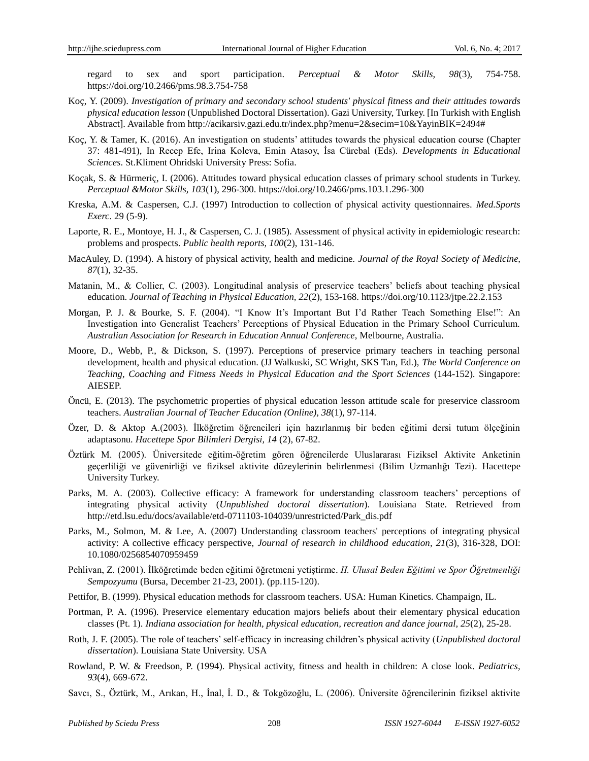regard to sex and sport participation. *Perceptual & Motor Skills, 98*(3), 754-758. https://doi.org/10.2466/pms.98.3.754-758

Koç, Y. (2009). *Investigation of primary and secondary school students' physical fitness and their attitudes towards physical education lesson* (Unpublished Doctoral Dissertation). Gazi University, Turkey. [In Turkish with English Abstract]. Available from http://acikarsiv.gazi.edu.tr/index.php?menu=2&secim=10&YayinBIK=2494#

Koç, Y. & Tamer, K. (2016). An investigation on students' attitudes towards the physical education course (Chapter 37: 481-491), In Recep Efe, Irina Koleva, Emin Atasoy, İsa Cürebal (Eds). *Developments in Educational Sciences*. St.Kliment Ohridski University Press: Sofia.

Koçak, S. & Hürmeriç, I. (2006). Attitudes toward physical education classes of primary school students in Turkey. *Perceptual &Motor Skills, 103*(1), 296-300. https://doi.org/10.2466/pms.103.1.296-300

Kreska, A.M. & Caspersen, C.J. (1997) Introduction to collection of physical activity questionnaires. *Med.Sports Exerc*. 29 (5-9).

Laporte, R. E., Montoye, H. J., & Caspersen, C. J. (1985). Assessment of physical activity in epidemiologic research: problems and prospects. *Public health reports, 100*(2), 131-146.

MacAuley, D. (1994). A history of physical activity, health and medicine. *Journal of the Royal Society of Medicine, 87*(1), 32-35.

Matanin, M., & Collier, C. (2003). Longitudinal analysis of preservice teachers' beliefs about teaching physical education. *Journal of Teaching in Physical Education, 22*(2), 153-168. https://doi.org/10.1123/jtpe.22.2.153

Morgan, P. J. & Bourke, S. F. (2004). "I Know It's Important But I'd Rather Teach Something Else!": An Investigation into Generalist Teachers' Perceptions of Physical Education in the Primary School Curriculum. *Australian Association for Research in Education Annual Conference*, Melbourne, Australia.

Moore, D., Webb, P., & Dickson, S. (1997). Perceptions of preservice primary teachers in teaching personal development, health and physical education. (JJ Walkuski, SC Wright, SKS Tan, Ed.), *The World Conference on Teaching, Coaching and Fitness Needs in Physical Education and the Sport Sciences* (144-152). Singapore: AIESEP.

Öncü, E. (2013). The psychometric properties of physical education lesson attitude scale for preservice classroom teachers. *Australian Journal of Teacher Education (Online), 38*(1), 97-114.

Özer, D. & Aktop A.(2003). İlköğretim öğrencileri için hazırlanmış bir beden eğitimi dersi tutum ölçeğinin adaptasonu. *Hacettepe Spor Bilimleri Dergisi, 14* (2), 67-82.

Öztürk M. (2005). Üniversitede eğitim-öğretim gören öğrencilerde Uluslararası Fiziksel Aktivite Anketinin geçerliliği ve güvenirliği ve fiziksel aktivite düzeylerinin belirlenmesi (Bilim Uzmanlığı Tezi). Hacettepe University Turkey.

Parks, M. A. (2003). Collective efficacy: A framework for understanding classroom teachers' perceptions of integrating physical activity (*Unpublished doctoral dissertation*). Louisiana State. Retrieved from http://etd.lsu.edu/docs/available/etd-0711103-104039/unrestricted/Park_dis.pdf

Parks, M., Solmon, M. & Lee, A. (2007) Understanding classroom teachers' perceptions of integrating physical activity: A collective efficacy perspective, *Journal of research in childhood education, 21*(3), 316-328, DOI: 10.1080/0256854070959459

Pehlivan, Z. (2001). İlköğretimde beden eğitimi öğretmeni yetiştirme. *II. Ulusal Beden Eğitimi ve Spor Öğretmenliği Sempozyumu* (Bursa, December 21-23, 2001). (pp.115-120).

Pettifor, B. (1999). Physical education methods for classroom teachers. USA: Human Kinetics. Champaign, IL.

Portman, P. A. (1996). Preservice elementary education majors beliefs about their elementary physical education classes (Pt. 1). *Indiana association for health, physical education, recreation and dance journal, 25*(2), 25-28.

Roth, J. F. (2005). The role of teachers' self-efficacy in increasing children's physical activity (*Unpublished doctoral dissertation*). Louisiana State University. USA

Rowland, P. W. & Freedson, P. (1994). Physical activity, fitness and health in children: A close look. *Pediatrics, 93*(4), 669-672.

Savcı, S., Öztürk, M., Arıkan, H., İnal, İ. D., & Tokgözoğlu, L. (2006). Üniversite öğrencilerinin fiziksel aktivite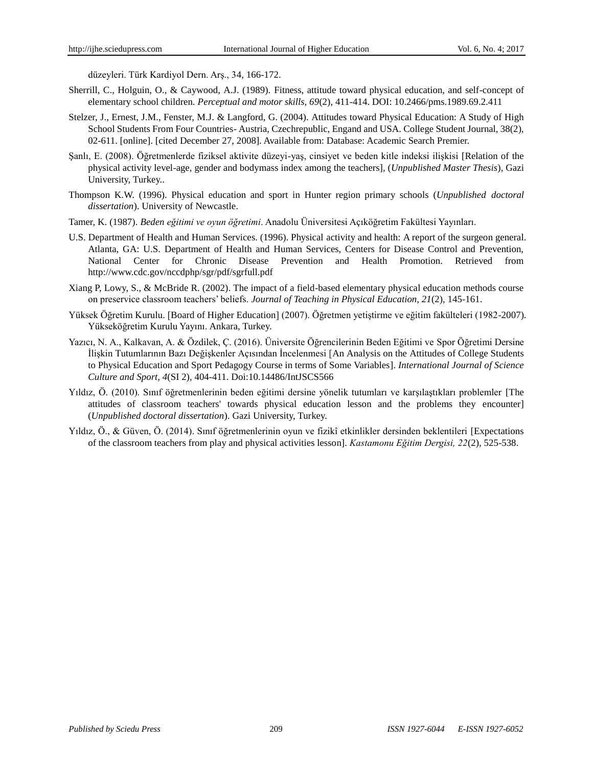düzeyleri. Türk Kardiyol Dern. Arş., 34, 166-172.

Sherrill, C., Holguin, O., & Caywood, A.J. (1989). Fitness, attitude toward physical education, and self-concept of elementary school children. *Perceptual and motor skills, 69*(2), 411-414. DOI: 10.2466/pms.1989.69.2.411

Stelzer, J., Ernest, J.M., Fenster, M.J. & Langford, G. (2004). Attitudes toward Physical Education: A Study of High School Students From Four Countries- Austria, Czechrepublic, Engand and USA. College Student Journal, 38(2), 02-611. [online]. [cited December 27, 2008]. Available from: Database: Academic Search Premier.

Şanlı, E. (2008). Öğretmenlerde fiziksel aktivite düzeyi-yaş, cinsiyet ve beden kitle indeksi ilişkisi [Relation of the physical activity level-age, gender and bodymass index among the teachers], (*Unpublished Master Thesis*), Gazi University, Turkey..

Thompson K.W. (1996). Physical education and sport in Hunter region primary schools (*Unpublished doctoral dissertation*). University of Newcastle.

Tamer, K. (1987). *Beden eğitimi ve oyun öğretimi*. Anadolu Üniversitesi Açıköğretim Fakültesi Yayınları.

U.S. Department of Health and Human Services. (1996). Physical activity and health: A report of the surgeon general. Atlanta, GA: U.S. Department of Health and Human Services, Centers for Disease Control and Prevention, National Center for Chronic Disease Prevention and Health Promotion. Retrieved from http://www.cdc.gov/nccdphp/sgr/pdf/sgrfull.pdf

Xiang P, Lowy, S., & McBride R. (2002). The impact of a field-based elementary physical education methods course on preservice classroom teachers' beliefs. *Journal of Teaching in Physical Education, 21*(2), 145-161.

Yüksek Öğretim Kurulu. [Board of Higher Education] (2007). Öğretmen yetiştirme ve eğitim fakülteleri (1982-2007). Yükseköğretim Kurulu Yayını. Ankara, Turkey.

Yazıcı, N. A., Kalkavan, A. & Özdilek, Ç. (2016). Üniversite Öğrencilerinin Beden Eğitimi ve Spor Öğretimi Dersine İlişkin Tutumlarının Bazı Değişkenler Açısından İncelenmesi [An Analysis on the Attitudes of College Students to Physical Education and Sport Pedagogy Course in terms of Some Variables]. *International Journal of Science Culture and Sport, 4*(SI 2), 404-411. Doi:10.14486/IntJSCS566

Yıldız, Ö. (2010). Sınıf öğretmenlerinin beden eğitimi dersine yönelik tutumları ve karşılaştıkları problemler [The attitudes of classroom teachers' towards physical education lesson and the problems they encounter] (*Unpublished doctoral dissertation*). Gazi University, Turkey.

Yıldız, Ö., & Güven, Ö. (2014). Sınıf öğretmenlerinin oyun ve fizikî etkinlikler dersinden beklentileri [Expectations of the classroom teachers from play and physical activities lesson]. *Kastamonu Eğitim Dergisi, 22*(2), 525-538.